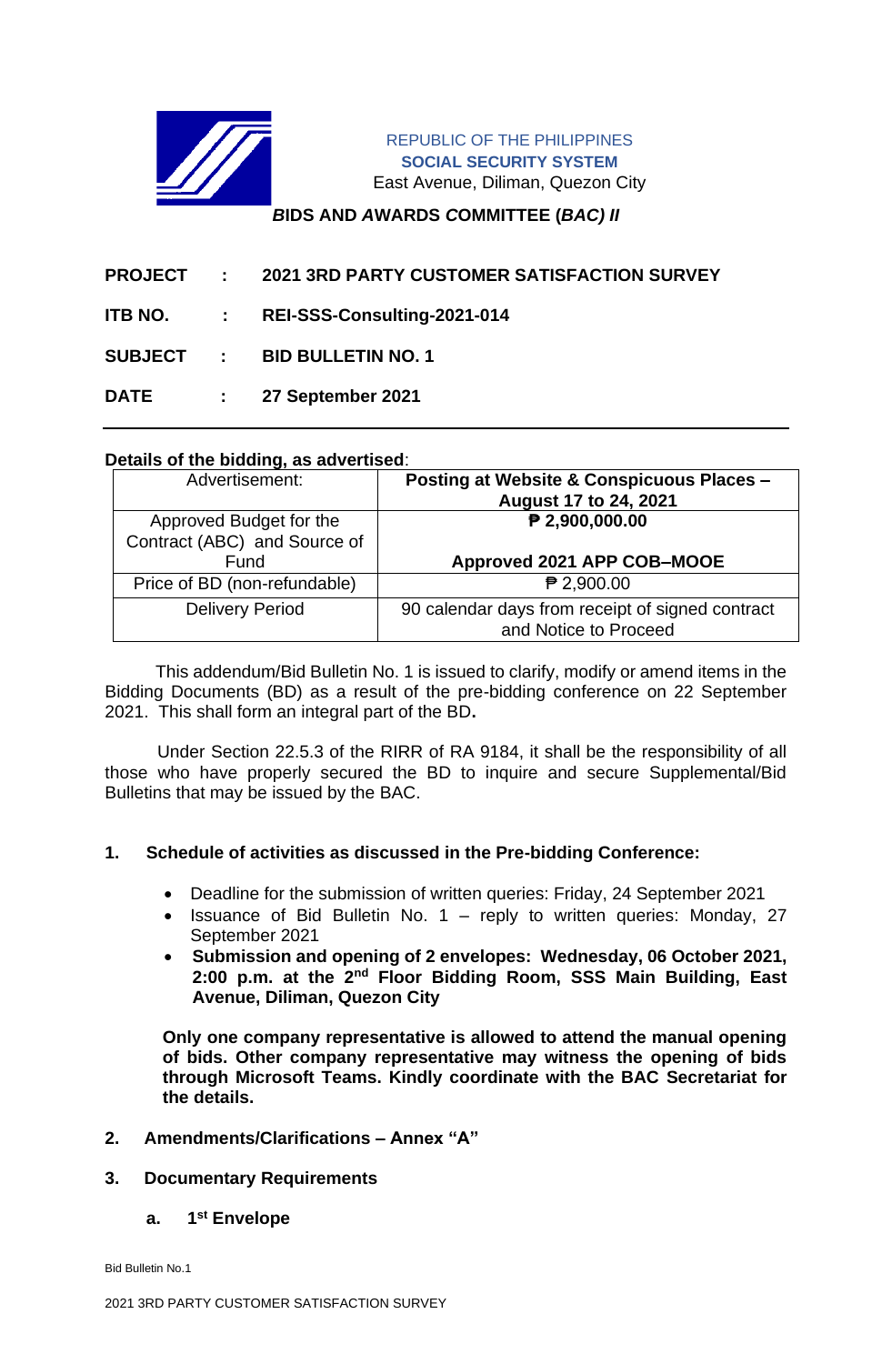REPUBLIC OF THE PHILIPPINES
**SOCIAL SECURITY SYSTEM**
East Avenue, Diliman, Quezon City

***BIDS AND AWARDS COMMITTEE (BAC) II***

| | | |
|---|---|---|
| **PROJECT** | **:** | **2021 3RD PARTY CUSTOMER SATISFACTION SURVEY** |
| **ITB NO.** | **:** | **REI-SSS-Consulting-2021-014** |
| **SUBJECT** | **:** | **BID BULLETIN NO. 1** |
| **DATE** | **:** | **27 September 2021** |

**Details of the bidding, as advertised**:

| | |
|---|---|
| Advertisement: | **Posting at Website & Conspicuous Places – August 17 to 24, 2021** |
| Approved Budget for the Contract (ABC) and Source of Fund | **₱ 2,900,000.00**<br><br>**Approved 2021 APP COB–MOOE** |
| Price of BD (non-refundable) | ₱ 2,900.00 |
| Delivery Period | 90 calendar days from receipt of signed contract and Notice to Proceed |

This addendum/Bid Bulletin No. 1 is issued to clarify, modify or amend items in the Bidding Documents (BD) as a result of the pre-bidding conference on 22 September 2021. This shall form an integral part of the BD**.**

Under Section 22.5.3 of the RIRR of RA 9184, it shall be the responsibility of all those who have properly secured the BD to inquire and secure Supplemental/Bid Bulletins that may be issued by the BAC.

**1. Schedule of activities as discussed in the Pre-bidding Conference:**

- Deadline for the submission of written queries: Friday, 24 September 2021
- Issuance of Bid Bulletin No. 1 – reply to written queries: Monday, 27 September 2021
- **Submission and opening of 2 envelopes: Wednesday, 06 October 2021, 2:00 p.m. at the 2nd Floor Bidding Room, SSS Main Building, East Avenue, Diliman, Quezon City**

**Only one company representative is allowed to attend the manual opening of bids. Other company representative may witness the opening of bids through Microsoft Teams. Kindly coordinate with the BAC Secretariat for the details.**

**2. Amendments/Clarifications – Annex "A"**

**3. Documentary Requirements**

**a. 1st Envelope**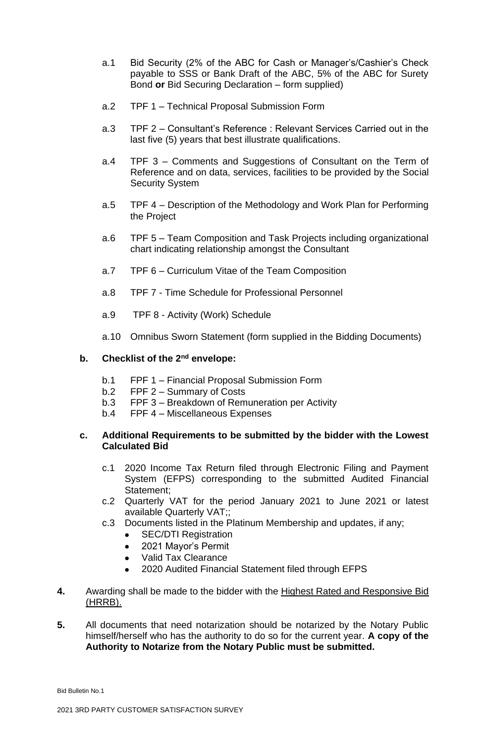a.1 Bid Security (2% of the ABC for Cash or Manager's/Cashier's Check payable to SSS or Bank Draft of the ABC, 5% of the ABC for Surety Bond **or** Bid Securing Declaration – form supplied)

a.2 TPF 1 – Technical Proposal Submission Form

a.3 TPF 2 – Consultant's Reference : Relevant Services Carried out in the last five (5) years that best illustrate qualifications.

a.4 TPF 3 – Comments and Suggestions of Consultant on the Term of Reference and on data, services, facilities to be provided by the Social Security System

a.5 TPF 4 – Description of the Methodology and Work Plan for Performing the Project

a.6 TPF 5 – Team Composition and Task Projects including organizational chart indicating relationship amongst the Consultant

a.7 TPF 6 – Curriculum Vitae of the Team Composition

a.8 TPF 7 - Time Schedule for Professional Personnel

a.9 TPF 8 - Activity (Work) Schedule

a.10 Omnibus Sworn Statement (form supplied in the Bidding Documents)

**b. Checklist of the 2nd envelope:**

b.1 FPF 1 – Financial Proposal Submission Form
b.2 FPF 2 – Summary of Costs
b.3 FPF 3 – Breakdown of Remuneration per Activity
b.4 FPF 4 – Miscellaneous Expenses

**c. Additional Requirements to be submitted by the bidder with the Lowest Calculated Bid**

c.1 2020 Income Tax Return filed through Electronic Filing and Payment System (EFPS) corresponding to the submitted Audited Financial Statement;
c.2 Quarterly VAT for the period January 2021 to June 2021 or latest available Quarterly VAT;;
c.3 Documents listed in the Platinum Membership and updates, if any;
- SEC/DTI Registration
- 2021 Mayor's Permit
- Valid Tax Clearance
- 2020 Audited Financial Statement filed through EFPS

**4.** Awarding shall be made to the bidder with the Highest Rated and Responsive Bid (HRRB).

**5.** All documents that need notarization should be notarized by the Notary Public himself/herself who has the authority to do so for the current year. **A copy of the Authority to Notarize from the Notary Public must be submitted.**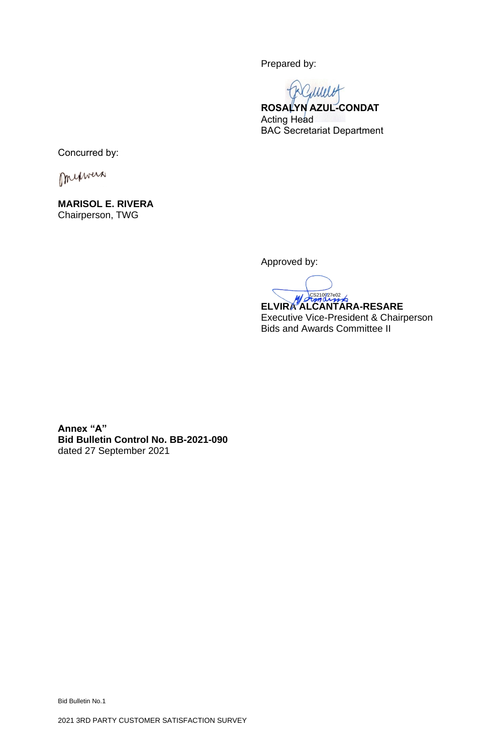Prepared by:

**ROSALYN AZUL-CONDAT**
Acting Head
BAC Secretariat Department

Concurred by:

**MARISOL E. RIVERA**
Chairperson, TWG

Approved by:

CS210927e02

**ELVIRA ALCANTARA-RESARE**
Executive Vice-President & Chairperson
Bids and Awards Committee II

**Annex "A"**
**Bid Bulletin Control No. BB-2021-090**
dated 27 September 2021